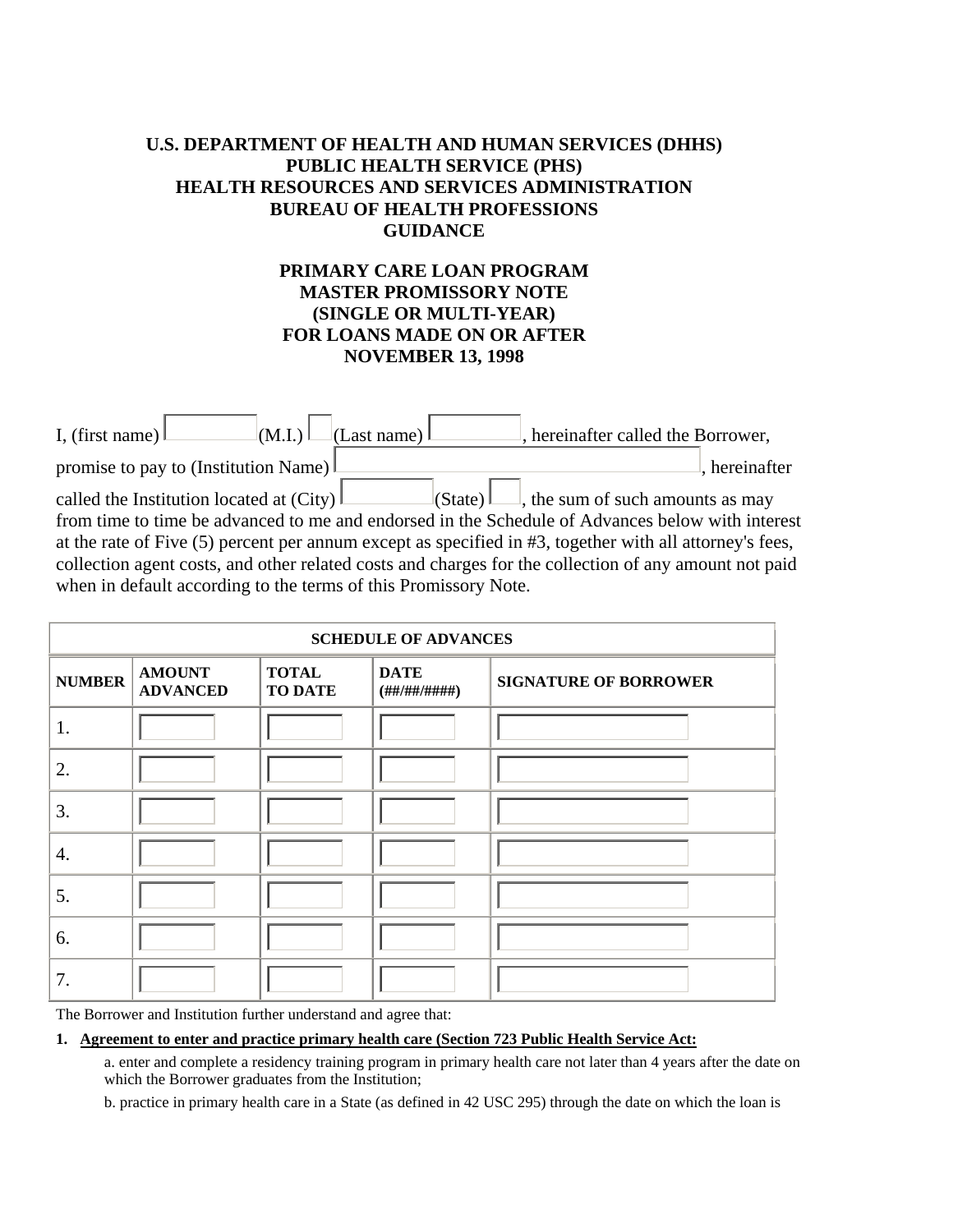**U.S. DEPARTMENT OF HEALTH AND HUMAN SERVICES (DHHS)**
**PUBLIC HEALTH SERVICE (PHS)**
**HEALTH RESOURCES AND SERVICES ADMINISTRATION**
**BUREAU OF HEALTH PROFESSIONS**
**GUIDANCE**

# PRIMARY CARE LOAN PROGRAM MASTER PROMISSORY NOTE (SINGLE OR MULTI-YEAR) FOR LOANS MADE ON OR AFTER NOVEMBER 13, 1998

I, (first name) \_\_\_\_\_\_\_\_ (M.I.) \_\_\_ (Last name) \_\_\_\_\_\_\_\_, hereinafter called the Borrower, promise to pay to (Institution Name) \_\_\_\_\_\_\_\_\_\_\_\_\_\_\_\_, hereinafter called the Institution located at (City) \_\_\_\_\_\_\_\_ (State) \_\_\_, the sum of such amounts as may from time to time be advanced to me and endorsed in the Schedule of Advances below with interest at the rate of Five (5) percent per annum except as specified in #3, together with all attorney's fees, collection agent costs, and other related costs and charges for the collection of any amount not paid when in default according to the terms of this Promissory Note.

**SCHEDULE OF ADVANCES**

| NUMBER | AMOUNT ADVANCED | TOTAL TO DATE | DATE (##/##/####) | SIGNATURE OF BORROWER |
|---|---|---|---|---|
| 1. | | | | |
| 2. | | | | |
| 3. | | | | |
| 4. | | | | |
| 5. | | | | |
| 6. | | | | |
| 7. | | | | |

The Borrower and Institution further understand and agree that:

1. **Agreement to enter and practice primary health care (Section 723 Public Health Service Act:**

   a. enter and complete a residency training program in primary health care not later than 4 years after the date on which the Borrower graduates from the Institution;

   b. practice in primary health care in a State (as defined in 42 USC 295) through the date on which the loan is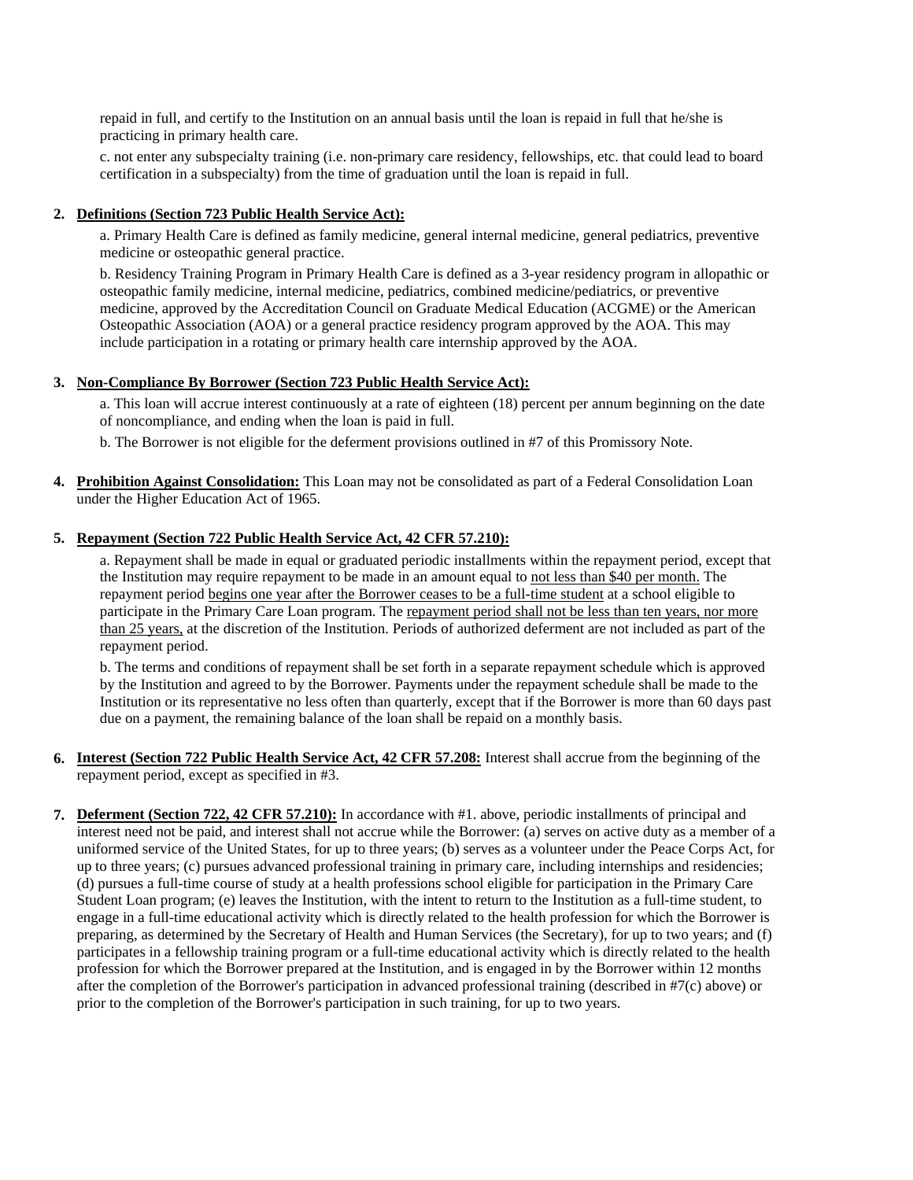repaid in full, and certify to the Institution on an annual basis until the loan is repaid in full that he/she is practicing in primary health care.

c. not enter any subspecialty training (i.e. non-primary care residency, fellowships, etc. that could lead to board certification in a subspecialty) from the time of graduation until the loan is repaid in full.

2. **Definitions (Section 723 Public Health Service Act):**

   a. Primary Health Care is defined as family medicine, general internal medicine, general pediatrics, preventive medicine or osteopathic general practice.

   b. Residency Training Program in Primary Health Care is defined as a 3-year residency program in allopathic or osteopathic family medicine, internal medicine, pediatrics, combined medicine/pediatrics, or preventive medicine, approved by the Accreditation Council on Graduate Medical Education (ACGME) or the American Osteopathic Association (AOA) or a general practice residency program approved by the AOA. This may include participation in a rotating or primary health care internship approved by the AOA.

3. **Non-Compliance By Borrower (Section 723 Public Health Service Act):**

   a. This loan will accrue interest continuously at a rate of eighteen (18) percent per annum beginning on the date of noncompliance, and ending when the loan is paid in full.

   b. The Borrower is not eligible for the deferment provisions outlined in #7 of this Promissory Note.

4. **Prohibition Against Consolidation:** This Loan may not be consolidated as part of a Federal Consolidation Loan under the Higher Education Act of 1965.

5. **Repayment (Section 722 Public Health Service Act, 42 CFR 57.210):**

   a. Repayment shall be made in equal or graduated periodic installments within the repayment period, except that the Institution may require repayment to be made in an amount equal to not less than $40 per month. The repayment period begins one year after the Borrower ceases to be a full-time student at a school eligible to participate in the Primary Care Loan program. The repayment period shall not be less than ten years, nor more than 25 years, at the discretion of the Institution. Periods of authorized deferment are not included as part of the repayment period.

   b. The terms and conditions of repayment shall be set forth in a separate repayment schedule which is approved by the Institution and agreed to by the Borrower. Payments under the repayment schedule shall be made to the Institution or its representative no less often than quarterly, except that if the Borrower is more than 60 days past due on a payment, the remaining balance of the loan shall be repaid on a monthly basis.

6. **Interest (Section 722 Public Health Service Act, 42 CFR 57.208:** Interest shall accrue from the beginning of the repayment period, except as specified in #3.

7. **Deferment (Section 722, 42 CFR 57.210):** In accordance with #1. above, periodic installments of principal and interest need not be paid, and interest shall not accrue while the Borrower: (a) serves on active duty as a member of a uniformed service of the United States, for up to three years; (b) serves as a volunteer under the Peace Corps Act, for up to three years; (c) pursues advanced professional training in primary care, including internships and residencies; (d) pursues a full-time course of study at a health professions school eligible for participation in the Primary Care Student Loan program; (e) leaves the Institution, with the intent to return to the Institution as a full-time student, to engage in a full-time educational activity which is directly related to the health profession for which the Borrower is preparing, as determined by the Secretary of Health and Human Services (the Secretary), for up to two years; and (f) participates in a fellowship training program or a full-time educational activity which is directly related to the health profession for which the Borrower prepared at the Institution, and is engaged in by the Borrower within 12 months after the completion of the Borrower's participation in advanced professional training (described in #7(c) above) or prior to the completion of the Borrower's participation in such training, for up to two years.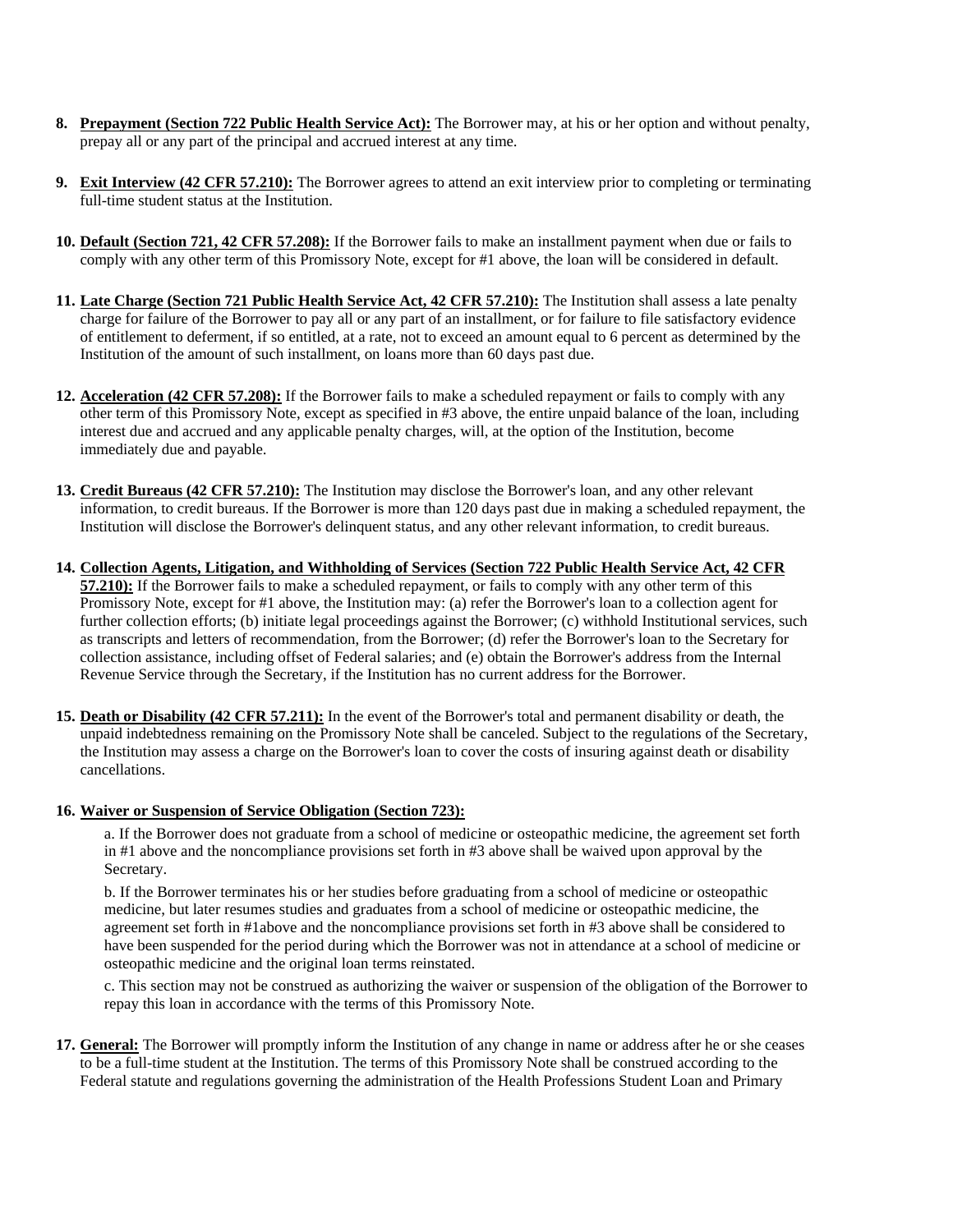8. **Prepayment (Section 722 Public Health Service Act):** The Borrower may, at his or her option and without penalty, prepay all or any part of the principal and accrued interest at any time.

9. **Exit Interview (42 CFR 57.210):** The Borrower agrees to attend an exit interview prior to completing or terminating full-time student status at the Institution.

10. **Default (Section 721, 42 CFR 57.208):** If the Borrower fails to make an installment payment when due or fails to comply with any other term of this Promissory Note, except for #1 above, the loan will be considered in default.

11. **Late Charge (Section 721 Public Health Service Act, 42 CFR 57.210):** The Institution shall assess a late penalty charge for failure of the Borrower to pay all or any part of an installment, or for failure to file satisfactory evidence of entitlement to deferment, if so entitled, at a rate, not to exceed an amount equal to 6 percent as determined by the Institution of the amount of such installment, on loans more than 60 days past due.

12. **Acceleration (42 CFR 57.208):** If the Borrower fails to make a scheduled repayment or fails to comply with any other term of this Promissory Note, except as specified in #3 above, the entire unpaid balance of the loan, including interest due and accrued and any applicable penalty charges, will, at the option of the Institution, become immediately due and payable.

13. **Credit Bureaus (42 CFR 57.210):** The Institution may disclose the Borrower's loan, and any other relevant information, to credit bureaus. If the Borrower is more than 120 days past due in making a scheduled repayment, the Institution will disclose the Borrower's delinquent status, and any other relevant information, to credit bureaus.

14. **Collection Agents, Litigation, and Withholding of Services (Section 722 Public Health Service Act, 42 CFR 57.210):** If the Borrower fails to make a scheduled repayment, or fails to comply with any other term of this Promissory Note, except for #1 above, the Institution may: (a) refer the Borrower's loan to a collection agent for further collection efforts; (b) initiate legal proceedings against the Borrower; (c) withhold Institutional services, such as transcripts and letters of recommendation, from the Borrower; (d) refer the Borrower's loan to the Secretary for collection assistance, including offset of Federal salaries; and (e) obtain the Borrower's address from the Internal Revenue Service through the Secretary, if the Institution has no current address for the Borrower.

15. **Death or Disability (42 CFR 57.211):** In the event of the Borrower's total and permanent disability or death, the unpaid indebtedness remaining on the Promissory Note shall be canceled. Subject to the regulations of the Secretary, the Institution may assess a charge on the Borrower's loan to cover the costs of insuring against death or disability cancellations.

16. **Waiver or Suspension of Service Obligation (Section 723):**

    a. If the Borrower does not graduate from a school of medicine or osteopathic medicine, the agreement set forth in #1 above and the noncompliance provisions set forth in #3 above shall be waived upon approval by the Secretary.

    b. If the Borrower terminates his or her studies before graduating from a school of medicine or osteopathic medicine, but later resumes studies and graduates from a school of medicine or osteopathic medicine, the agreement set forth in #1above and the noncompliance provisions set forth in #3 above shall be considered to have been suspended for the period during which the Borrower was not in attendance at a school of medicine or osteopathic medicine and the original loan terms reinstated.

    c. This section may not be construed as authorizing the waiver or suspension of the obligation of the Borrower to repay this loan in accordance with the terms of this Promissory Note.

17. **General:** The Borrower will promptly inform the Institution of any change in name or address after he or she ceases to be a full-time student at the Institution. The terms of this Promissory Note shall be construed according to the Federal statute and regulations governing the administration of the Health Professions Student Loan and Primary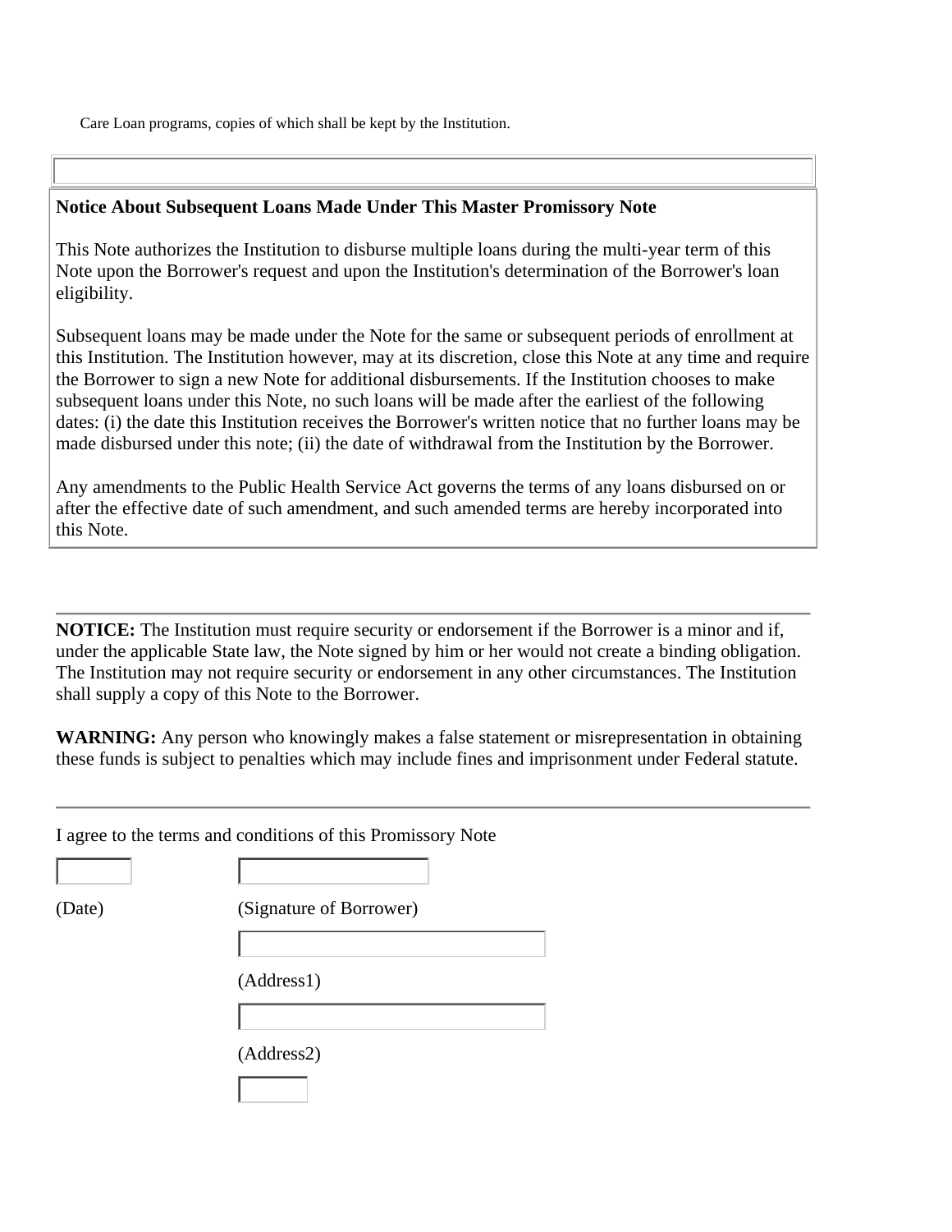Care Loan programs, copies of which shall be kept by the Institution.

**Notice About Subsequent Loans Made Under This Master Promissory Note**

This Note authorizes the Institution to disburse multiple loans during the multi-year term of this Note upon the Borrower's request and upon the Institution's determination of the Borrower's loan eligibility.

Subsequent loans may be made under the Note for the same or subsequent periods of enrollment at this Institution. The Institution however, may at its discretion, close this Note at any time and require the Borrower to sign a new Note for additional disbursements. If the Institution chooses to make subsequent loans under this Note, no such loans will be made after the earliest of the following dates: (i) the date this Institution receives the Borrower's written notice that no further loans may be made disbursed under this note; (ii) the date of withdrawal from the Institution by the Borrower.

Any amendments to the Public Health Service Act governs the terms of any loans disbursed on or after the effective date of such amendment, and such amended terms are hereby incorporated into this Note.

---

**NOTICE:** The Institution must require security or endorsement if the Borrower is a minor and if, under the applicable State law, the Note signed by him or her would not create a binding obligation. The Institution may not require security or endorsement in any other circumstances. The Institution shall supply a copy of this Note to the Borrower.

**WARNING:** Any person who knowingly makes a false statement or misrepresentation in obtaining these funds is subject to penalties which may include fines and imprisonment under Federal statute.

---

I agree to the terms and conditions of this Promissory Note

(Date) (Signature of Borrower)

(Address1)

(Address2)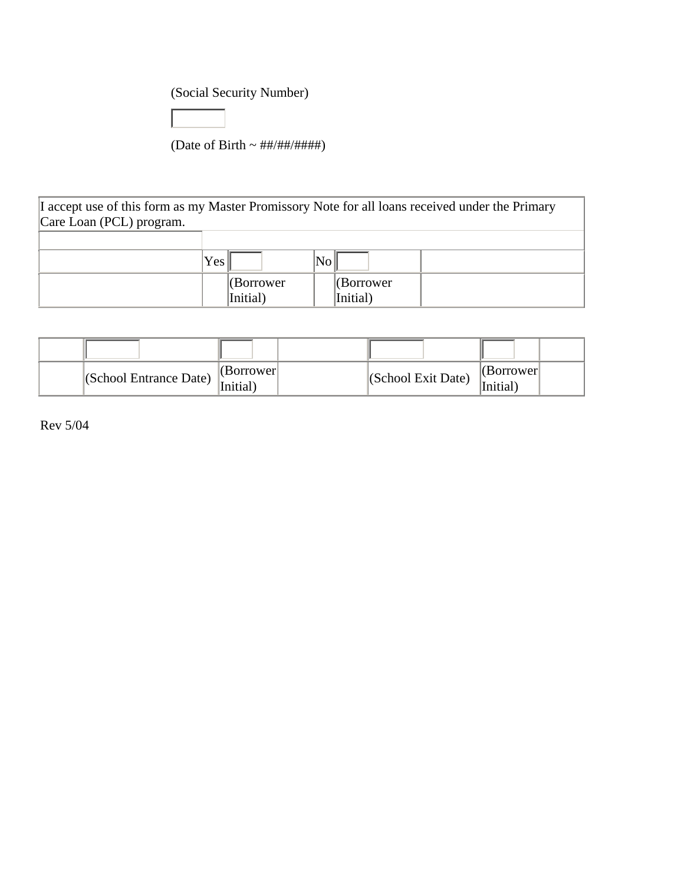(Social Security Number)

(Date of Birth ~ ##/##/####)

| | | | | | |
|---|---|---|---|---|---|
| I accept use of this form as my Master Promissory Note for all loans received under the Primary Care Loan (PCL) program. | | | | | |
| | | | | | |
| | Yes | | No | | |
| | | (Borrower Initial) | | (Borrower Initial) | |

| | | | | | | |
|---|---|---|---|---|---|---|
| | | | | | | |
| | (School Entrance Date) | (Borrower Initial) | | (School Exit Date) | (Borrower Initial) | |

Rev 5/04